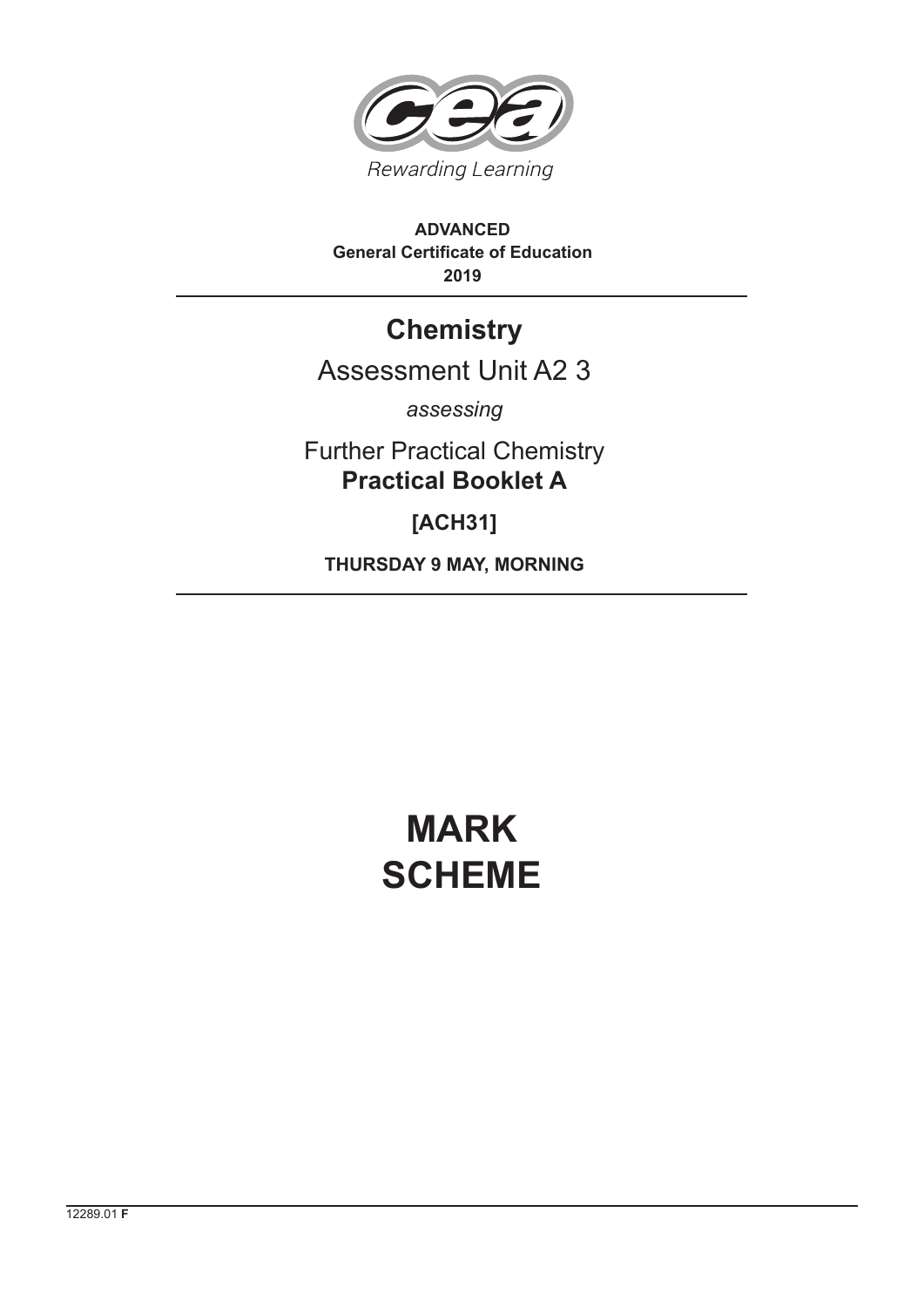Rewarding Learning

**ADVANCED**
**General Certificate of Education**
**2019**

# Chemistry

## Assessment Unit A2 3

*assessing*

Further Practical Chemistry
**Practical Booklet A**

**[ACH31]**

**THURSDAY 9 MAY, MORNING**

# MARK SCHEME

12289.01 **F**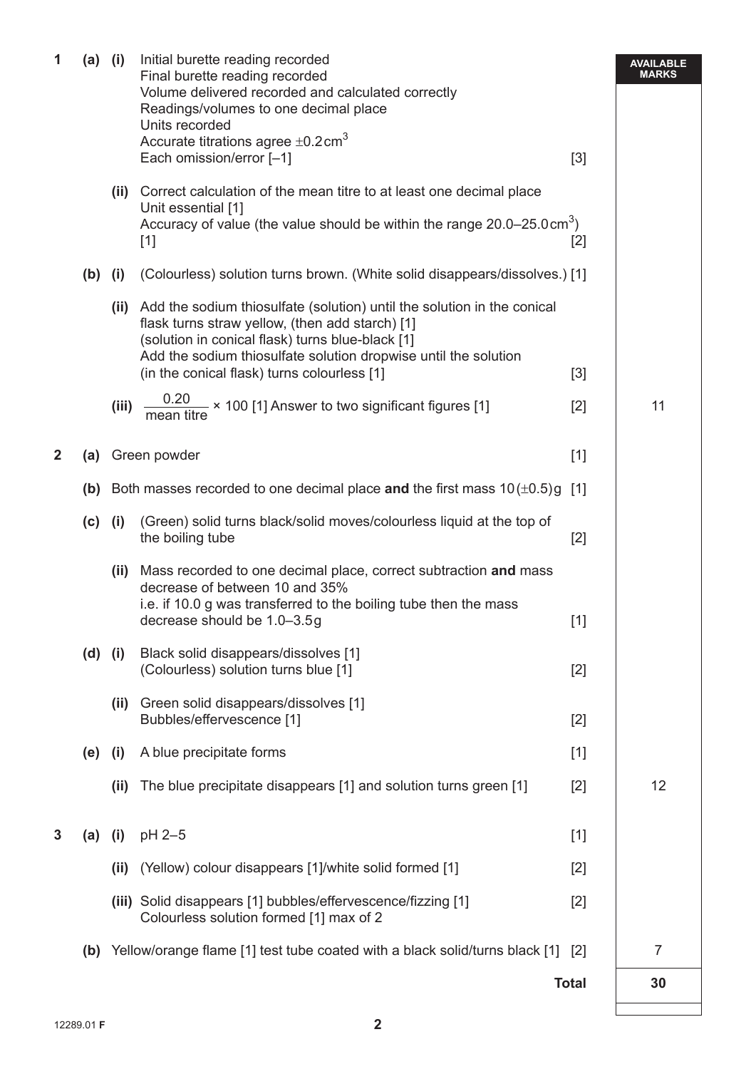| | | | | | AVAILABLE MARKS |
|---|---|---|---|---|---|
| 1 | (a) | (i) | Initial burette reading recorded<br>Final burette reading recorded<br>Volume delivered recorded and calculated correctly<br>Readings/volumes to one decimal place<br>Units recorded<br>Accurate titrations agree $\pm 0.2\,cm^3$<br>Each omission/error [–1] | [3] | |
| | | (ii) | Correct calculation of the mean titre to at least one decimal place<br>Unit essential [1]<br>Accuracy of value (the value should be within the range $20.0–25.0\,cm^3$) [1] | [2] | |
| | (b) | (i) | (Colourless) solution turns brown. (White solid disappears/dissolves.) [1] | | |
| | | (ii) | Add the sodium thiosulfate (solution) until the solution in the conical flask turns straw yellow, (then add starch) [1]<br>(solution in conical flask) turns blue-black [1]<br>Add the sodium thiosulfate solution dropwise until the solution (in the conical flask) turns colourless [1] | [3] | |
| | | (iii) | $\frac{0.20}{\text{mean titre}} \times 100$ [1] Answer to two significant figures [1] | [2] | 11 |
| 2 | (a) | | Green powder | [1] | |
| | (b) | | Both masses recorded to one decimal place **and** the first mass $10(\pm 0.5)\,g$ | [1] | |
| | (c) | (i) | (Green) solid turns black/solid moves/colourless liquid at the top of the boiling tube | [2] | |
| | | (ii) | Mass recorded to one decimal place, correct subtraction **and** mass decrease of between 10 and 35%<br>i.e. if 10.0 g was transferred to the boiling tube then the mass decrease should be 1.0–3.5g | [1] | |
| | (d) | (i) | Black solid disappears/dissolves [1]<br>(Colourless) solution turns blue [1] | [2] | |
| | | (ii) | Green solid disappears/dissolves [1]<br>Bubbles/effervescence [1] | [2] | |
| | (e) | (i) | A blue precipitate forms | [1] | |
| | | (ii) | The blue precipitate disappears [1] and solution turns green [1] | [2] | 12 |
| 3 | (a) | (i) | pH 2–5 | [1] | |
| | | (ii) | (Yellow) colour disappears [1]/white solid formed [1] | [2] | |
| | | (iii) | Solid disappears [1] bubbles/effervescence/fizzing [1]<br>Colourless solution formed [1] max of 2 | [2] | |
| | (b) | | Yellow/orange flame [1] test tube coated with a black solid/turns black [1] | [2] | 7 |
| | | | | **Total** | **30** |

12289.01 **F**